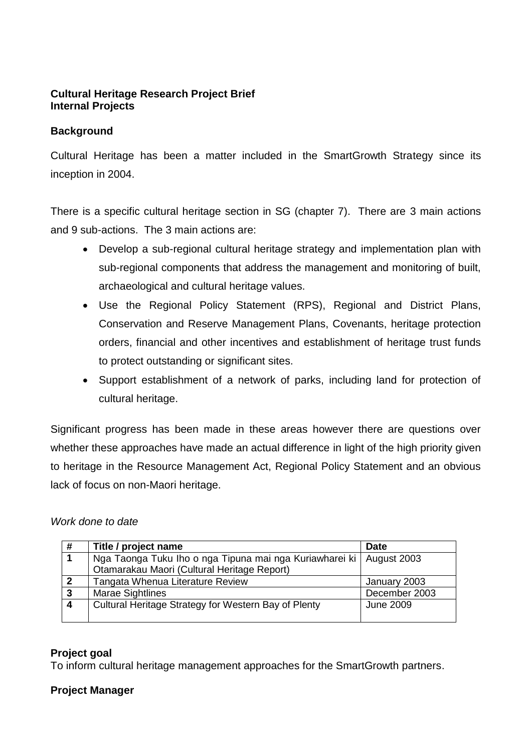**Cultural Heritage Research Project Brief**
**Internal Projects**

## Background

Cultural Heritage has been a matter included in the SmartGrowth Strategy since its inception in 2004.

There is a specific cultural heritage section in SG (chapter 7). There are 3 main actions and 9 sub-actions. The 3 main actions are:

- Develop a sub-regional cultural heritage strategy and implementation plan with sub-regional components that address the management and monitoring of built, archaeological and cultural heritage values.
- Use the Regional Policy Statement (RPS), Regional and District Plans, Conservation and Reserve Management Plans, Covenants, heritage protection orders, financial and other incentives and establishment of heritage trust funds to protect outstanding or significant sites.
- Support establishment of a network of parks, including land for protection of cultural heritage.

Significant progress has been made in these areas however there are questions over whether these approaches have made an actual difference in light of the high priority given to heritage in the Resource Management Act, Regional Policy Statement and an obvious lack of focus on non-Maori heritage.

*Work done to date*

| # | Title / project name | Date |
|---|---|---|
| 1 | Nga Taonga Tuku Iho o nga Tipuna mai nga Kuriawharei ki Otamarakau Maori (Cultural Heritage Report) | August 2003 |
| 2 | Tangata Whenua Literature Review | January 2003 |
| 3 | Marae Sightlines | December 2003 |
| 4 | Cultural Heritage Strategy for Western Bay of Plenty | June 2009 |

## Project goal

To inform cultural heritage management approaches for the SmartGrowth partners.

## Project Manager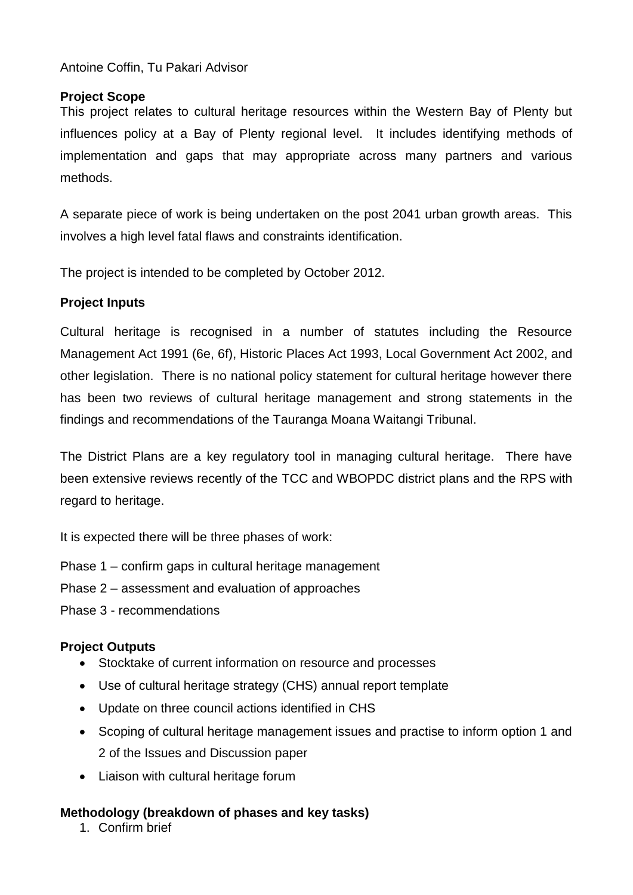Antoine Coffin, Tu Pakari Advisor

**Project Scope**

This project relates to cultural heritage resources within the Western Bay of Plenty but influences policy at a Bay of Plenty regional level. It includes identifying methods of implementation and gaps that may appropriate across many partners and various methods.

A separate piece of work is being undertaken on the post 2041 urban growth areas. This involves a high level fatal flaws and constraints identification.

The project is intended to be completed by October 2012.

**Project Inputs**

Cultural heritage is recognised in a number of statutes including the Resource Management Act 1991 (6e, 6f), Historic Places Act 1993, Local Government Act 2002, and other legislation. There is no national policy statement for cultural heritage however there has been two reviews of cultural heritage management and strong statements in the findings and recommendations of the Tauranga Moana Waitangi Tribunal.

The District Plans are a key regulatory tool in managing cultural heritage. There have been extensive reviews recently of the TCC and WBOPDC district plans and the RPS with regard to heritage.

It is expected there will be three phases of work:

Phase 1 – confirm gaps in cultural heritage management

Phase 2 – assessment and evaluation of approaches

Phase 3 - recommendations

**Project Outputs**

- Stocktake of current information on resource and processes
- Use of cultural heritage strategy (CHS) annual report template
- Update on three council actions identified in CHS
- Scoping of cultural heritage management issues and practise to inform option 1 and 2 of the Issues and Discussion paper
- Liaison with cultural heritage forum

**Methodology (breakdown of phases and key tasks)**

1. Confirm brief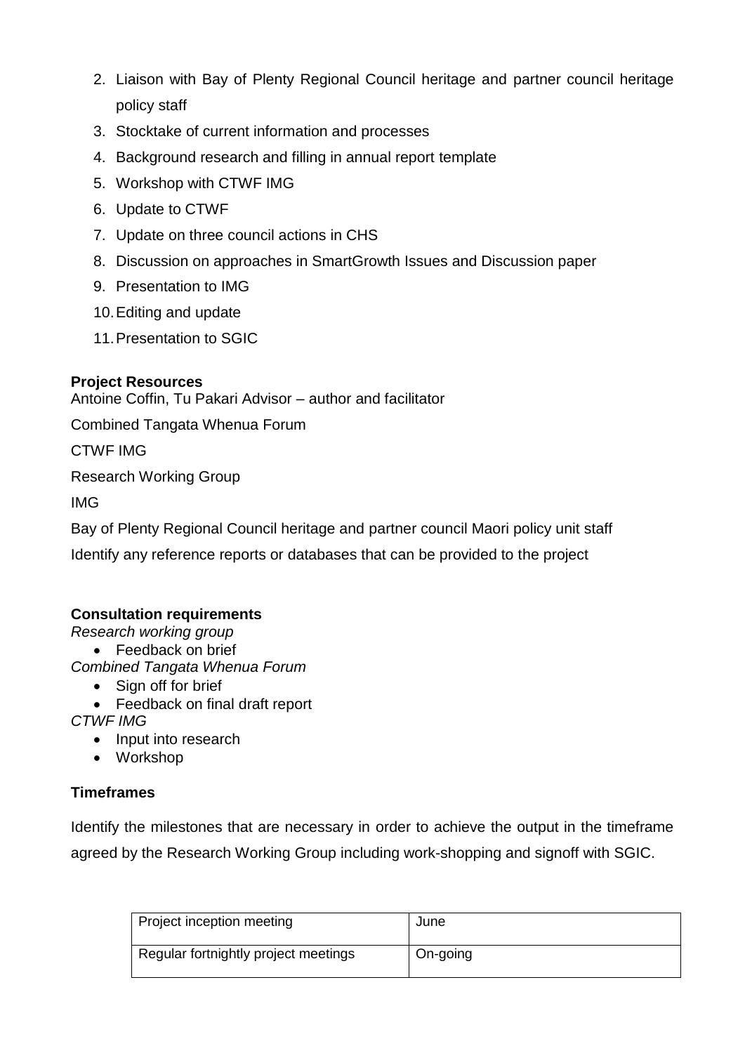2. Liaison with Bay of Plenty Regional Council heritage and partner council heritage policy staff
3. Stocktake of current information and processes
4. Background research and filling in annual report template
5. Workshop with CTWF IMG
6. Update to CTWF
7. Update on three council actions in CHS
8. Discussion on approaches in SmartGrowth Issues and Discussion paper
9. Presentation to IMG
10. Editing and update
11. Presentation to SGIC

**Project Resources**

Antoine Coffin, Tu Pakari Advisor – author and facilitator

Combined Tangata Whenua Forum

CTWF IMG

Research Working Group

IMG

Bay of Plenty Regional Council heritage and partner council Maori policy unit staff

Identify any reference reports or databases that can be provided to the project

**Consultation requirements**

*Research working group*

- Feedback on brief

*Combined Tangata Whenua Forum*

- Sign off for brief
- Feedback on final draft report

*CTWF IMG*

- Input into research
- Workshop

**Timeframes**

Identify the milestones that are necessary in order to achieve the output in the timeframe agreed by the Research Working Group including work-shopping and signoff with SGIC.

| | |
|---|---|
| Project inception meeting | June |
| Regular fortnightly project meetings | On-going |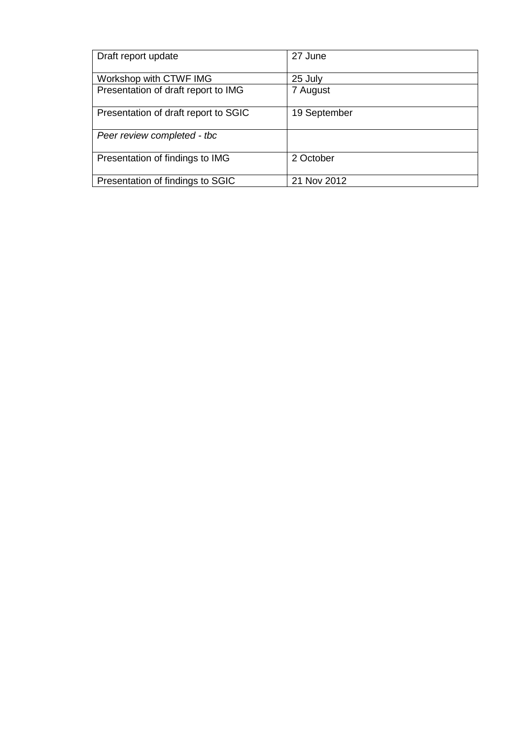| | |
|---|---|
| Draft report update | 27 June |
| Workshop with CTWF IMG | 25 July |
| Presentation of draft report to IMG | 7 August |
| Presentation of draft report to SGIC | 19 September |
| *Peer review completed - tbc* | |
| Presentation of findings to IMG | 2 October |
| Presentation of findings to SGIC | 21 Nov 2012 |